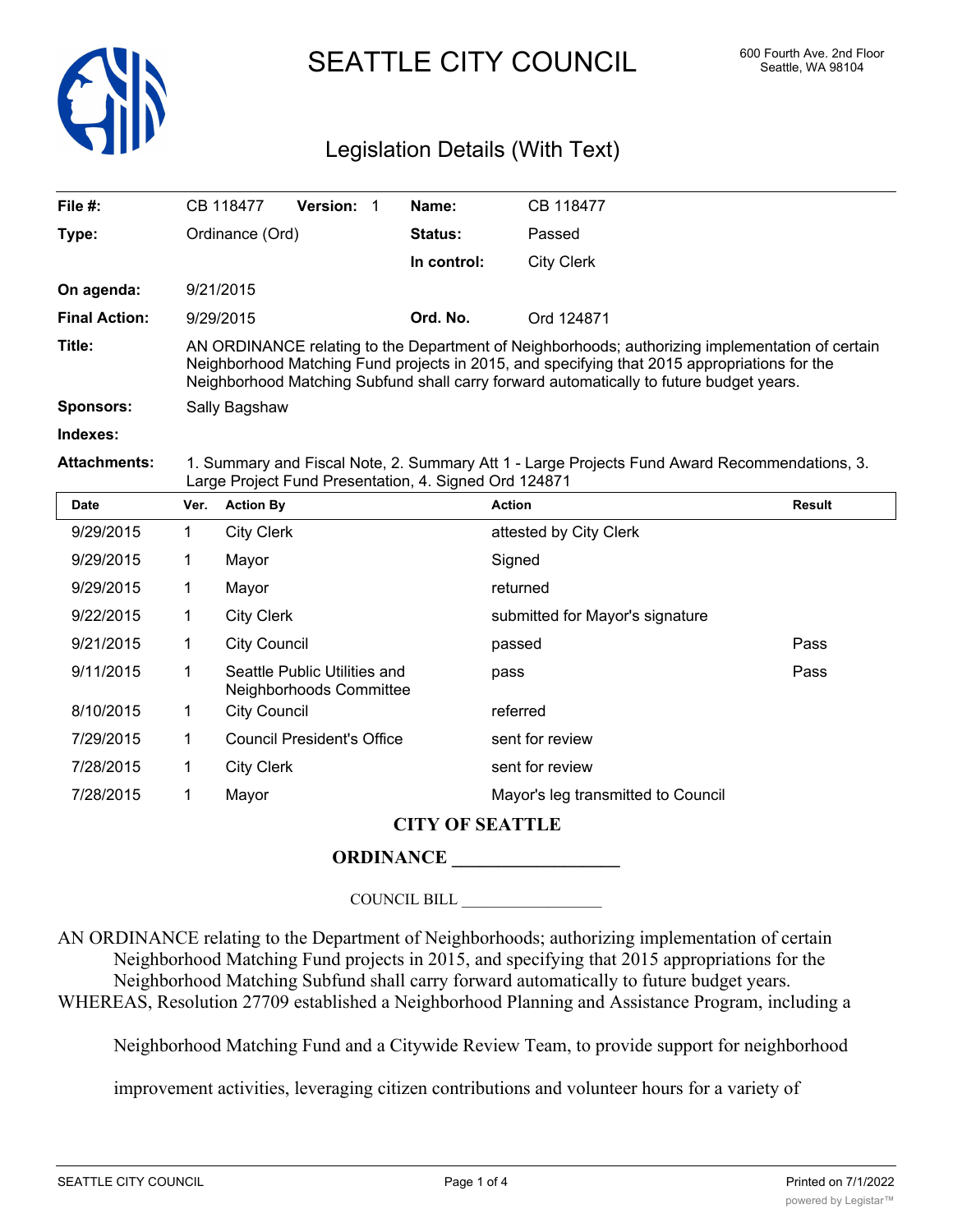# SEATTLE CITY COUNCIL

600 Fourth Ave. 2nd Floor
Seattle, WA 98104

## Legislation Details (With Text)

| | | | |
|---|---|---|---|
| **File #:** | CB 118477 **Version:** 1 | **Name:** | CB 118477 |
| **Type:** | Ordinance (Ord) | **Status:** | Passed |
| | | **In control:** | City Clerk |
| **On agenda:** | 9/21/2015 | | |
| **Final Action:** | 9/29/2015 | **Ord. No.** | Ord 124871 |

**Title:** AN ORDINANCE relating to the Department of Neighborhoods; authorizing implementation of certain Neighborhood Matching Fund projects in 2015, and specifying that 2015 appropriations for the Neighborhood Matching Subfund shall carry forward automatically to future budget years.

**Sponsors:** Sally Bagshaw

**Indexes:**

**Attachments:** 1. Summary and Fiscal Note, 2. Summary Att 1 - Large Projects Fund Award Recommendations, 3. Large Project Fund Presentation, 4. Signed Ord 124871

| Date | Ver. | Action By | Action | Result |
|---|---|---|---|---|
| 9/29/2015 | 1 | City Clerk | attested by City Clerk | |
| 9/29/2015 | 1 | Mayor | Signed | |
| 9/29/2015 | 1 | Mayor | returned | |
| 9/22/2015 | 1 | City Clerk | submitted for Mayor's signature | |
| 9/21/2015 | 1 | City Council | passed | Pass |
| 9/11/2015 | 1 | Seattle Public Utilities and Neighborhoods Committee | pass | Pass |
| 8/10/2015 | 1 | City Council | referred | |
| 7/29/2015 | 1 | Council President's Office | sent for review | |
| 7/28/2015 | 1 | City Clerk | sent for review | |
| 7/28/2015 | 1 | Mayor | Mayor's leg transmitted to Council | |

**CITY OF SEATTLE**

**ORDINANCE __________________**

COUNCIL BILL __________________

AN ORDINANCE relating to the Department of Neighborhoods; authorizing implementation of certain Neighborhood Matching Fund projects in 2015, and specifying that 2015 appropriations for the Neighborhood Matching Subfund shall carry forward automatically to future budget years.

WHEREAS, Resolution 27709 established a Neighborhood Planning and Assistance Program, including a Neighborhood Matching Fund and a Citywide Review Team, to provide support for neighborhood improvement activities, leveraging citizen contributions and volunteer hours for a variety of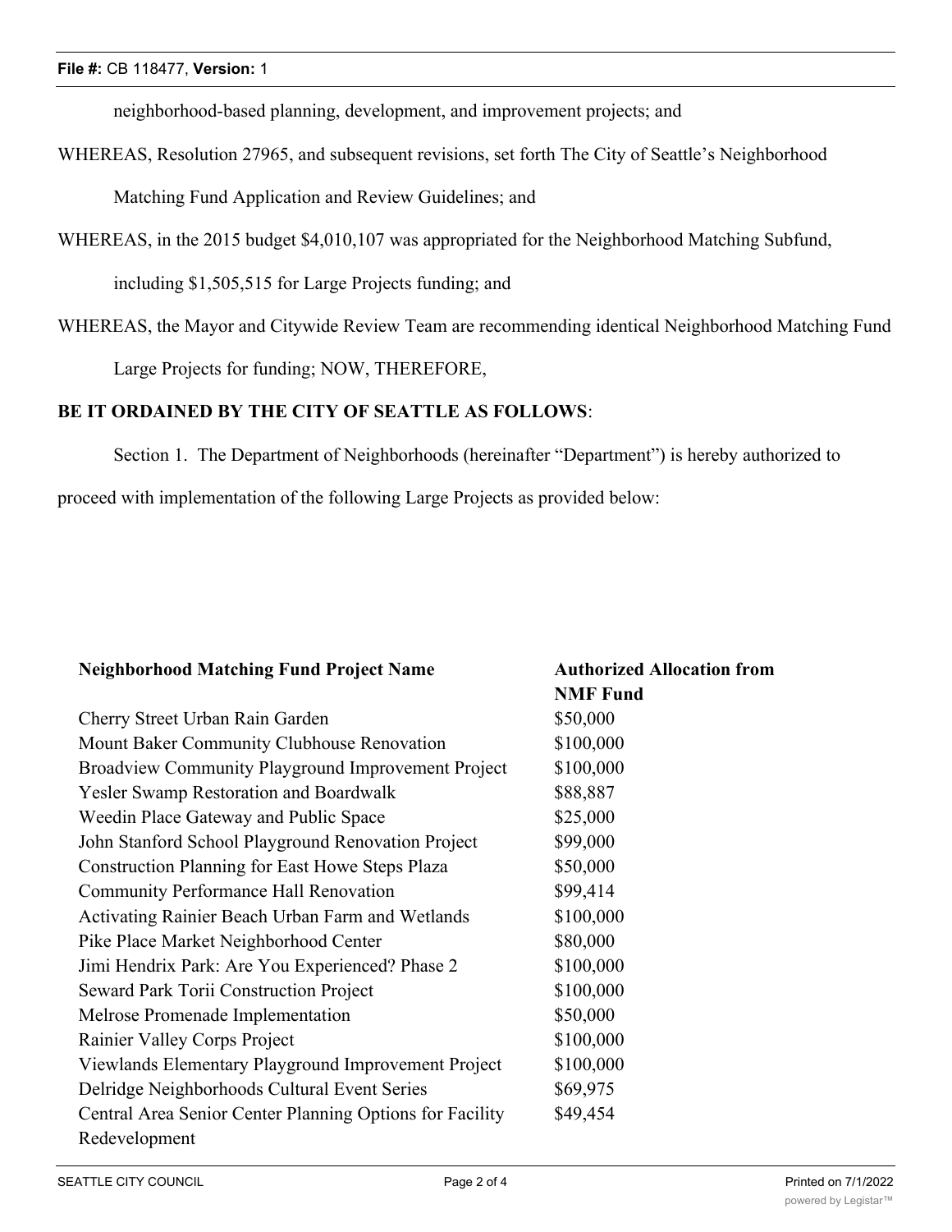neighborhood-based planning, development, and improvement projects; and

WHEREAS, Resolution 27965, and subsequent revisions, set forth The City of Seattle's Neighborhood Matching Fund Application and Review Guidelines; and

WHEREAS, in the 2015 budget $4,010,107 was appropriated for the Neighborhood Matching Subfund, including $1,505,515 for Large Projects funding; and

WHEREAS, the Mayor and Citywide Review Team are recommending identical Neighborhood Matching Fund Large Projects for funding; NOW, THEREFORE,

**BE IT ORDAINED BY THE CITY OF SEATTLE AS FOLLOWS**:

Section 1. The Department of Neighborhoods (hereinafter "Department") is hereby authorized to proceed with implementation of the following Large Projects as provided below:

| Neighborhood Matching Fund Project Name | Authorized Allocation from NMF Fund |
| --- | --- |
| Cherry Street Urban Rain Garden | $50,000 |
| Mount Baker Community Clubhouse Renovation | $100,000 |
| Broadview Community Playground Improvement Project | $100,000 |
| Yesler Swamp Restoration and Boardwalk | $88,887 |
| Weedin Place Gateway and Public Space | $25,000 |
| John Stanford School Playground Renovation Project | $99,000 |
| Construction Planning for East Howe Steps Plaza | $50,000 |
| Community Performance Hall Renovation | $99,414 |
| Activating Rainier Beach Urban Farm and Wetlands | $100,000 |
| Pike Place Market Neighborhood Center | $80,000 |
| Jimi Hendrix Park: Are You Experienced? Phase 2 | $100,000 |
| Seward Park Torii Construction Project | $100,000 |
| Melrose Promenade Implementation | $50,000 |
| Rainier Valley Corps Project | $100,000 |
| Viewlands Elementary Playground Improvement Project | $100,000 |
| Delridge Neighborhoods Cultural Event Series | $69,975 |
| Central Area Senior Center Planning Options for Facility Redevelopment | $49,454 |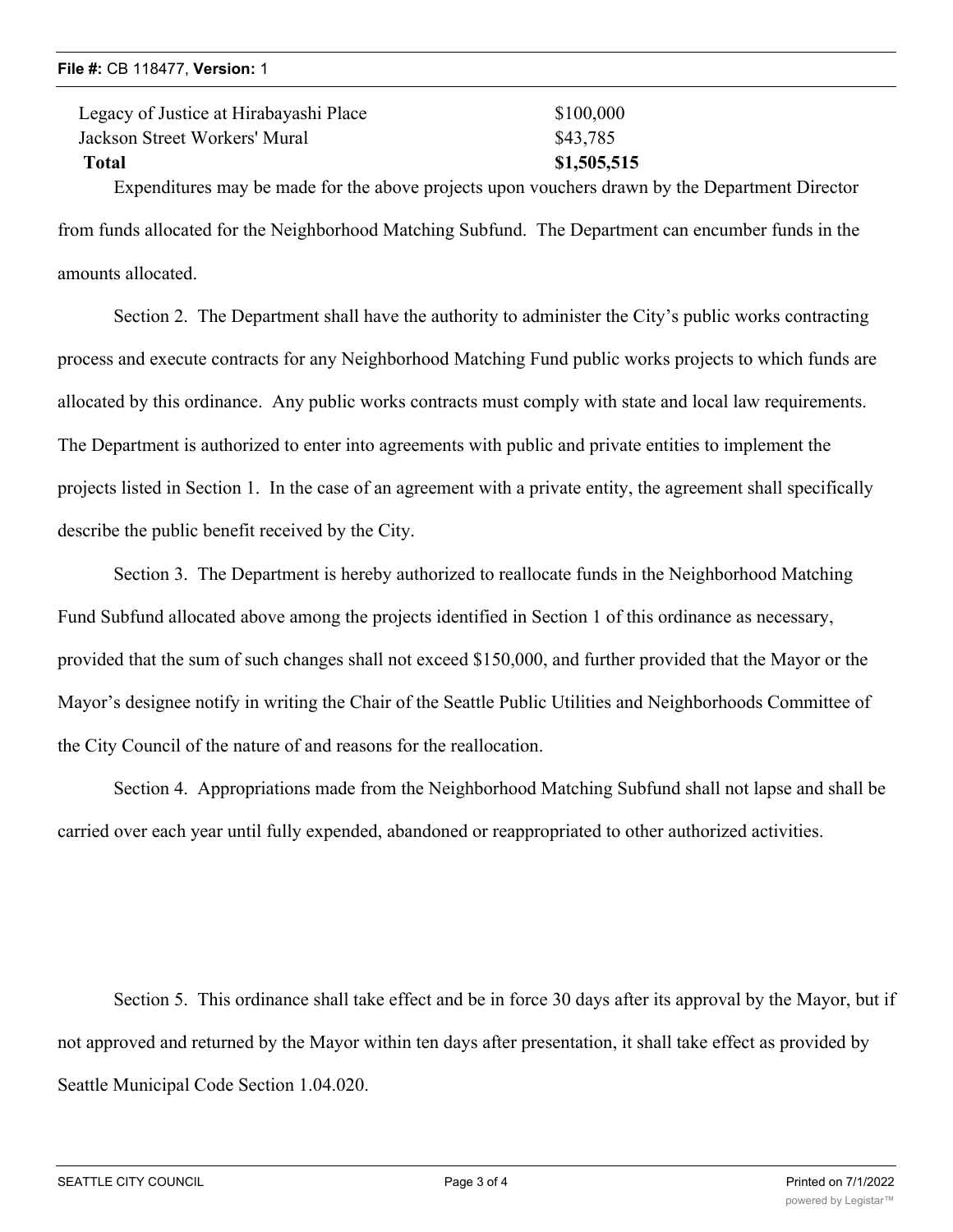| | |
|---|---|
| Legacy of Justice at Hirabayashi Place | $100,000 |
| Jackson Street Workers' Mural | $43,785 |
| **Total** | **$1,505,515** |

Expenditures may be made for the above projects upon vouchers drawn by the Department Director from funds allocated for the Neighborhood Matching Subfund. The Department can encumber funds in the amounts allocated.

Section 2. The Department shall have the authority to administer the City's public works contracting process and execute contracts for any Neighborhood Matching Fund public works projects to which funds are allocated by this ordinance. Any public works contracts must comply with state and local law requirements. The Department is authorized to enter into agreements with public and private entities to implement the projects listed in Section 1. In the case of an agreement with a private entity, the agreement shall specifically describe the public benefit received by the City.

Section 3. The Department is hereby authorized to reallocate funds in the Neighborhood Matching Fund Subfund allocated above among the projects identified in Section 1 of this ordinance as necessary, provided that the sum of such changes shall not exceed $150,000, and further provided that the Mayor or the Mayor's designee notify in writing the Chair of the Seattle Public Utilities and Neighborhoods Committee of the City Council of the nature of and reasons for the reallocation.

Section 4. Appropriations made from the Neighborhood Matching Subfund shall not lapse and shall be carried over each year until fully expended, abandoned or reappropriated to other authorized activities.

Section 5. This ordinance shall take effect and be in force 30 days after its approval by the Mayor, but if not approved and returned by the Mayor within ten days after presentation, it shall take effect as provided by Seattle Municipal Code Section 1.04.020.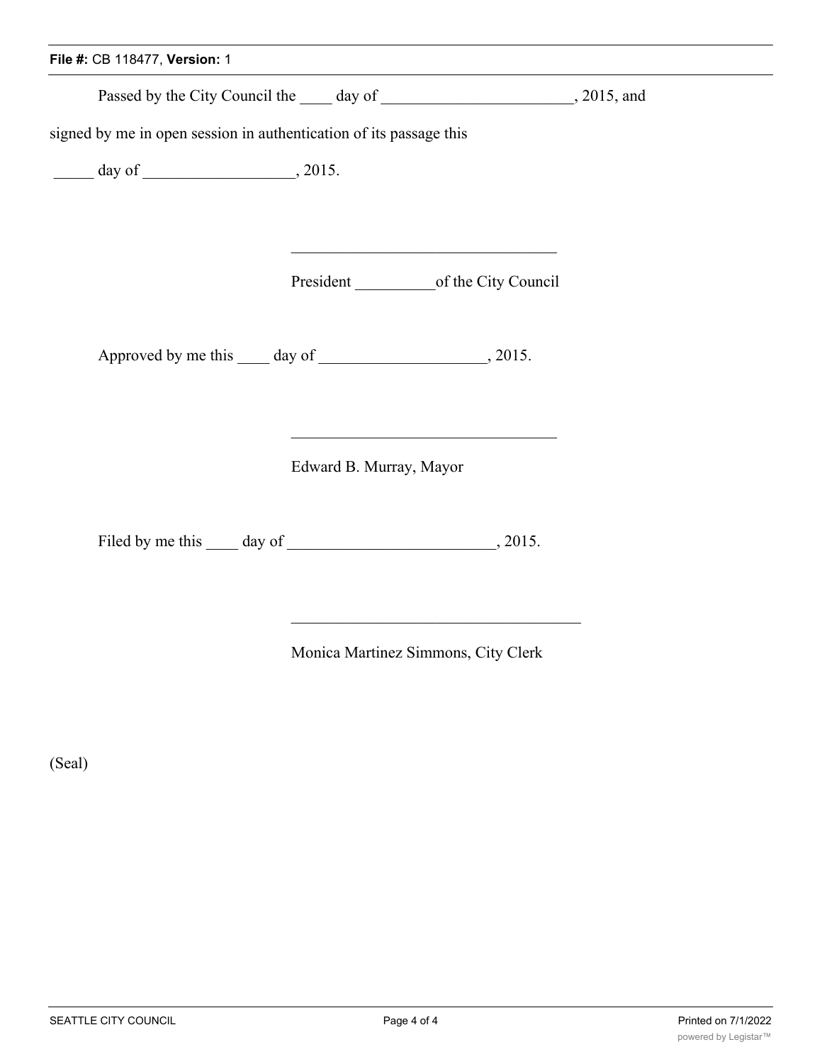Passed by the City Council the ____ day of ________________________, 2015, and signed by me in open session in authentication of its passage this

_____ day of ___________________, 2015.

_________________________________

President __________of the City Council

Approved by me this ____ day of ____________________, 2015.

_________________________________

Edward B. Murray, Mayor

Filed by me this ____ day of __________________________, 2015.

____________________________________

Monica Martinez Simmons, City Clerk

(Seal)